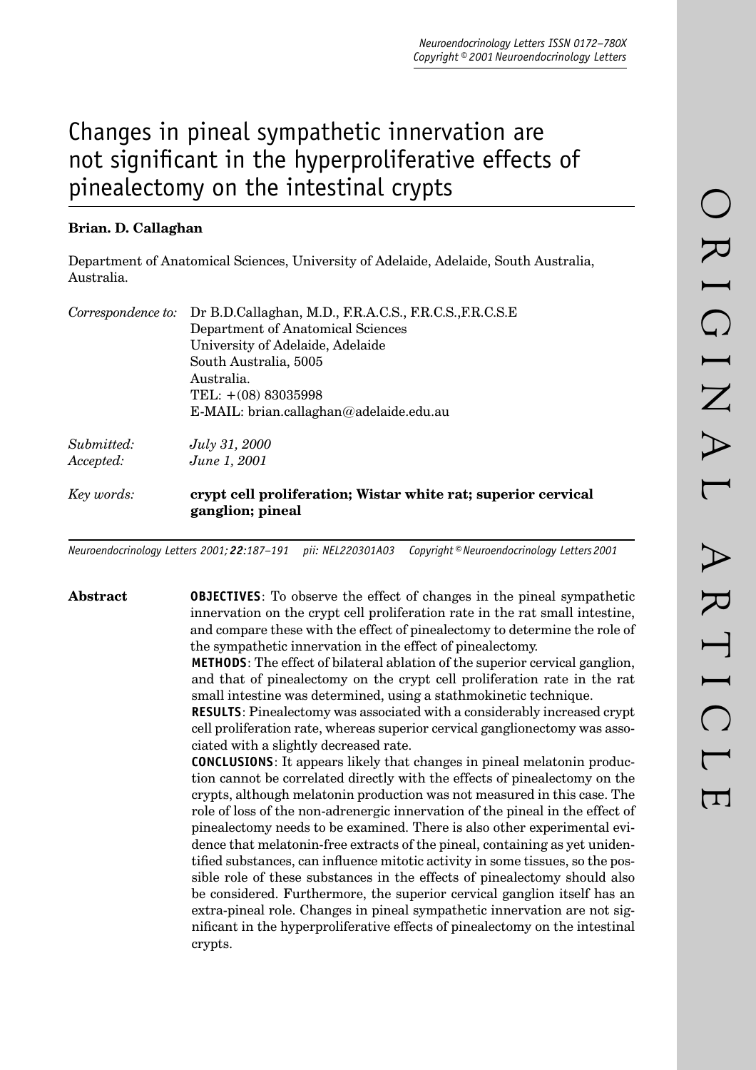# Changes in pineal sympathetic innervation are not significant in the hyperproliferative effects of pinealectomy on the intestinal crypts

**Brian. D. Callaghan**

Department of Anatomical Sciences, University of Adelaide, Adelaide, South Australia, Australia.

*Correspondence to:* Dr B.D.Callaghan, M.D., F.R.A.C.S., F.R.C.S.,F.R.C.S.E
Department of Anatomical Sciences
University of Adelaide, Adelaide
South Australia, 5005
Australia.
TEL: +(08) 83035998
E-MAIL: brian.callaghan@adelaide.edu.au

*Submitted:* *July 31, 2000*
*Accepted:* *June 1, 2001*

*Key words:* **crypt cell proliferation; Wistar white rat; superior cervical ganglion; pineal**

*Neuroendocrinology Letters 2001; **22**:187–191 pii: NEL220301A03 Copyright © Neuroendocrinology Letters 2001*

**Abstract**

**OBJECTIVES**: To observe the effect of changes in the pineal sympathetic innervation on the crypt cell proliferation rate in the rat small intestine, and compare these with the effect of pinealectomy to determine the role of the sympathetic innervation in the effect of pinealectomy.

**METHODS**: The effect of bilateral ablation of the superior cervical ganglion, and that of pinealectomy on the crypt cell proliferation rate in the rat small intestine was determined, using a stathmokinetic technique.

**RESULTS**: Pinealectomy was associated with a considerably increased crypt cell proliferation rate, whereas superior cervical ganglionectomy was associated with a slightly decreased rate.

**CONCLUSIONS**: It appears likely that changes in pineal melatonin production cannot be correlated directly with the effects of pinealectomy on the crypts, although melatonin production was not measured in this case. The role of loss of the non-adrenergic innervation of the pineal in the effect of pinealectomy needs to be examined. There is also other experimental evidence that melatonin-free extracts of the pineal, containing as yet unidentified substances, can influence mitotic activity in some tissues, so the possible role of these substances in the effects of pinealectomy should also be considered. Furthermore, the superior cervical ganglion itself has an extra-pineal role. Changes in pineal sympathetic innervation are not significant in the hyperproliferative effects of pinealectomy on the intestinal crypts.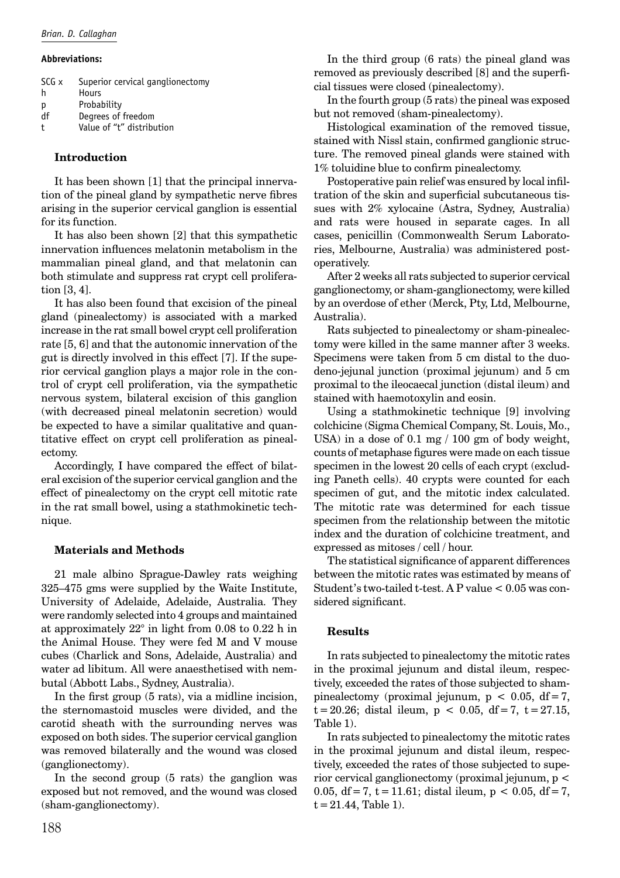**Abbreviations:**

SCG x — Superior cervical ganglionectomy
h — Hours
p — Probability
df — Degrees of freedom
t — Value of "t" distribution

## Introduction

It has been shown [1] that the principal innervation of the pineal gland by sympathetic nerve fibres arising in the superior cervical ganglion is essential for its function.

It has also been shown [2] that this sympathetic innervation influences melatonin metabolism in the mammalian pineal gland, and that melatonin can both stimulate and suppress rat crypt cell proliferation [3, 4].

It has also been found that excision of the pineal gland (pinealectomy) is associated with a marked increase in the rat small bowel crypt cell proliferation rate [5, 6] and that the autonomic innervation of the gut is directly involved in this effect [7]. If the superior cervical ganglion plays a major role in the control of crypt cell proliferation, via the sympathetic nervous system, bilateral excision of this ganglion (with decreased pineal melatonin secretion) would be expected to have a similar qualitative and quantitative effect on crypt cell proliferation as pinealectomy.

Accordingly, I have compared the effect of bilateral excision of the superior cervical ganglion and the effect of pinealectomy on the crypt cell mitotic rate in the rat small bowel, using a stathmokinetic technique.

## Materials and Methods

21 male albino Sprague-Dawley rats weighing 325–475 gms were supplied by the Waite Institute, University of Adelaide, Adelaide, Australia. They were randomly selected into 4 groups and maintained at approximately 22° in light from 0.08 to 0.22 h in the Animal House. They were fed M and V mouse cubes (Charlick and Sons, Adelaide, Australia) and water ad libitum. All were anaesthetised with nembutal (Abbott Labs., Sydney, Australia).

In the first group (5 rats), via a midline incision, the sternomastoid muscles were divided, and the carotid sheath with the surrounding nerves was exposed on both sides. The superior cervical ganglion was removed bilaterally and the wound was closed (ganglionectomy).

In the second group (5 rats) the ganglion was exposed but not removed, and the wound was closed (sham-ganglionectomy).

In the third group (6 rats) the pineal gland was removed as previously described [8] and the superficial tissues were closed (pinealectomy).

In the fourth group (5 rats) the pineal was exposed but not removed (sham-pinealectomy).

Histological examination of the removed tissue, stained with Nissl stain, confirmed ganglionic structure. The removed pineal glands were stained with 1% toluidine blue to confirm pinealectomy.

Postoperative pain relief was ensured by local infiltration of the skin and superficial subcutaneous tissues with 2% xylocaine (Astra, Sydney, Australia) and rats were housed in separate cages. In all cases, penicillin (Commonwealth Serum Laboratories, Melbourne, Australia) was administered postoperatively.

After 2 weeks all rats subjected to superior cervical ganglionectomy, or sham-ganglionectomy, were killed by an overdose of ether (Merck, Pty, Ltd, Melbourne, Australia).

Rats subjected to pinealectomy or sham-pinealectomy were killed in the same manner after 3 weeks. Specimens were taken from 5 cm distal to the duodeno-jejunal junction (proximal jejunum) and 5 cm proximal to the ileocaecal junction (distal ileum) and stained with haemotoxylin and eosin.

Using a stathmokinetic technique [9] involving colchicine (Sigma Chemical Company, St. Louis, Mo., USA) in a dose of 0.1 mg / 100 gm of body weight, counts of metaphase figures were made on each tissue specimen in the lowest 20 cells of each crypt (excluding Paneth cells). 40 crypts were counted for each specimen of gut, and the mitotic index calculated. The mitotic rate was determined for each tissue specimen from the relationship between the mitotic index and the duration of colchicine treatment, and expressed as mitoses / cell / hour.

The statistical significance of apparent differences between the mitotic rates was estimated by means of Student's two-tailed t-test. A P value $< 0.05$ was considered significant.

## Results

In rats subjected to pinealectomy the mitotic rates in the proximal jejunum and distal ileum, respectively, exceeded the rates of those subjected to sham-pinealectomy (proximal jejunum, $p < 0.05$, $df = 7$, $t = 20.26$; distal ileum, $p < 0.05$, $df = 7$, $t = 27.15$, Table 1).

In rats subjected to pinealectomy the mitotic rates in the proximal jejunum and distal ileum, respectively, exceeded the rates of those subjected to superior cervical ganglionectomy (proximal jejunum, $p < 0.05$, $df = 7$, $t = 11.61$; distal ileum, $p < 0.05$, $df = 7$, $t = 21.44$, Table 1).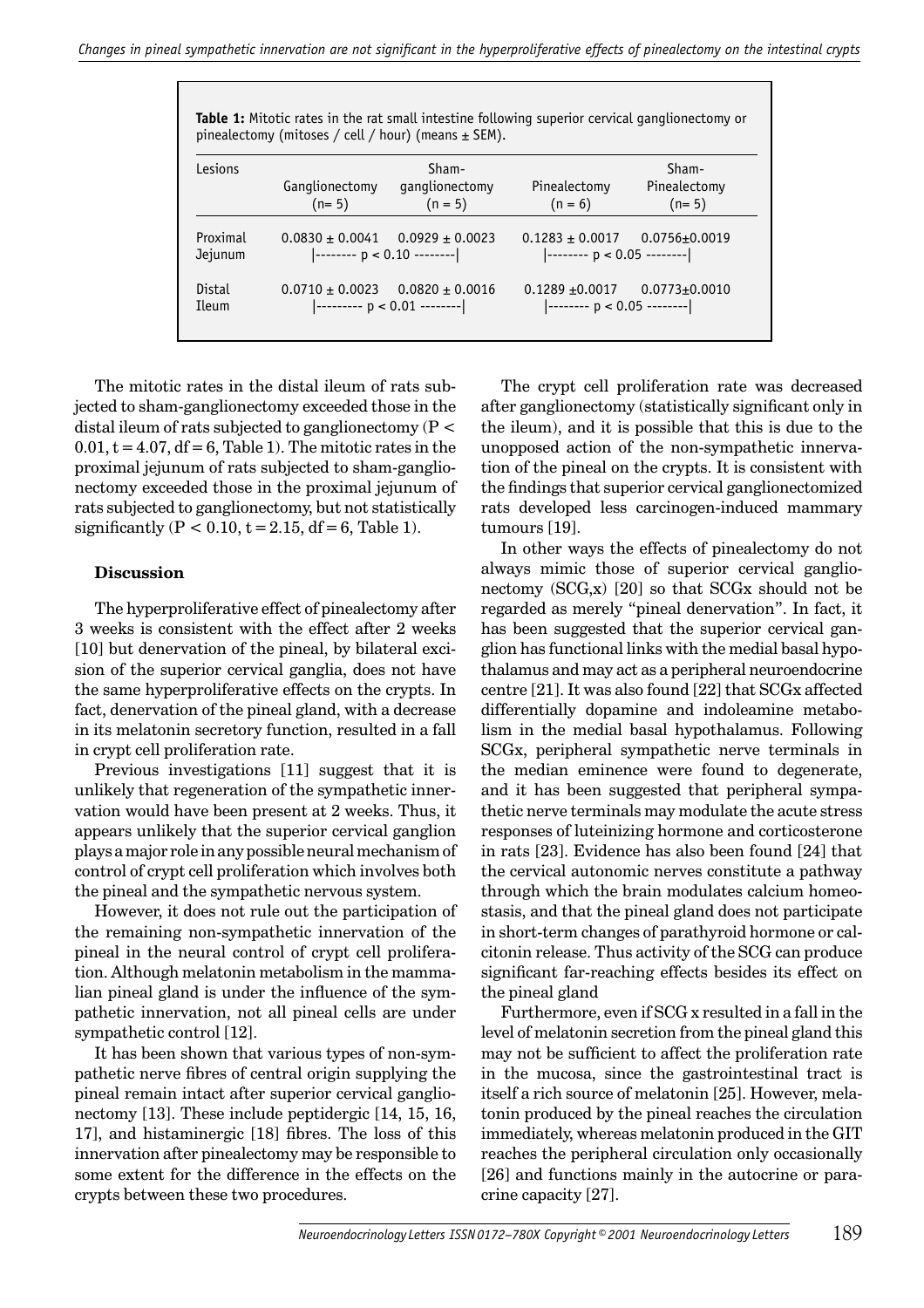**Table 1:** Mitotic rates in the rat small intestine following superior cervical ganglionectomy or pinealectomy (mitoses / cell / hour) (means ± SEM).

| Lesions | Ganglionectomy (n= 5) | Sham-ganglionectomy (n = 5) | Pinealectomy (n = 6) | Sham-Pinealectomy (n= 5) |
|---|---|---|---|---|
| Proximal Jejunum | 0.0830 ± 0.0041 | 0.0929 ± 0.0023 | 0.1283 ± 0.0017 | 0.0756±0.0019 |
| | \|-------- $p < 0.10$ --------\| | | \|-------- $p < 0.05$ --------\| | |
| Distal Ileum | 0.0710 ± 0.0023 | 0.0820 ± 0.0016 | 0.1289 ±0.0017 | 0.0773±0.0010 |
| | \|--------- $p < 0.01$ --------\| | | \|-------- $p < 0.05$ --------\| | |

The mitotic rates in the distal ileum of rats subjected to sham-ganglionectomy exceeded those in the distal ileum of rats subjected to ganglionectomy ($P < 0.01$, $t = 4.07$, $df = 6$, Table 1). The mitotic rates in the proximal jejunum of rats subjected to sham-ganglionectomy exceeded those in the proximal jejunum of rats subjected to ganglionectomy, but not statistically significantly ($P < 0.10$, $t = 2.15$, $df = 6$, Table 1).

## Discussion

The hyperproliferative effect of pinealectomy after 3 weeks is consistent with the effect after 2 weeks [10] but denervation of the pineal, by bilateral excision of the superior cervical ganglia, does not have the same hyperproliferative effects on the crypts. In fact, denervation of the pineal gland, with a decrease in its melatonin secretory function, resulted in a fall in crypt cell proliferation rate.

Previous investigations [11] suggest that it is unlikely that regeneration of the sympathetic innervation would have been present at 2 weeks. Thus, it appears unlikely that the superior cervical ganglion plays a major role in any possible neural mechanism of control of crypt cell proliferation which involves both the pineal and the sympathetic nervous system.

However, it does not rule out the participation of the remaining non-sympathetic innervation of the pineal in the neural control of crypt cell proliferation. Although melatonin metabolism in the mammalian pineal gland is under the influence of the sympathetic innervation, not all pineal cells are under sympathetic control [12].

It has been shown that various types of non-sympathetic nerve fibres of central origin supplying the pineal remain intact after superior cervical ganglionectomy [13]. These include peptidergic [14, 15, 16, 17], and histaminergic [18] fibres. The loss of this innervation after pinealectomy may be responsible to some extent for the difference in the effects on the crypts between these two procedures.

The crypt cell proliferation rate was decreased after ganglionectomy (statistically significant only in the ileum), and it is possible that this is due to the unopposed action of the non-sympathetic innervation of the pineal on the crypts. It is consistent with the findings that superior cervical ganglionectomized rats developed less carcinogen-induced mammary tumours [19].

In other ways the effects of pinealectomy do not always mimic those of superior cervical ganglionectomy (SCG,x) [20] so that SCGx should not be regarded as merely "pineal denervation". In fact, it has been suggested that the superior cervical ganglion has functional links with the medial basal hypothalamus and may act as a peripheral neuroendocrine centre [21]. It was also found [22] that SCGx affected differentially dopamine and indoleamine metabolism in the medial basal hypothalamus. Following SCGx, peripheral sympathetic nerve terminals in the median eminence were found to degenerate, and it has been suggested that peripheral sympathetic nerve terminals may modulate the acute stress responses of luteinizing hormone and corticosterone in rats [23]. Evidence has also been found [24] that the cervical autonomic nerves constitute a pathway through which the brain modulates calcium homeostasis, and that the pineal gland does not participate in short-term changes of parathyroid hormone or calcitonin release. Thus activity of the SCG can produce significant far-reaching effects besides its effect on the pineal gland

Furthermore, even if SCG x resulted in a fall in the level of melatonin secretion from the pineal gland this may not be sufficient to affect the proliferation rate in the mucosa, since the gastrointestinal tract is itself a rich source of melatonin [25]. However, melatonin produced by the pineal reaches the circulation immediately, whereas melatonin produced in the GIT reaches the peripheral circulation only occasionally [26] and functions mainly in the autocrine or paracrine capacity [27].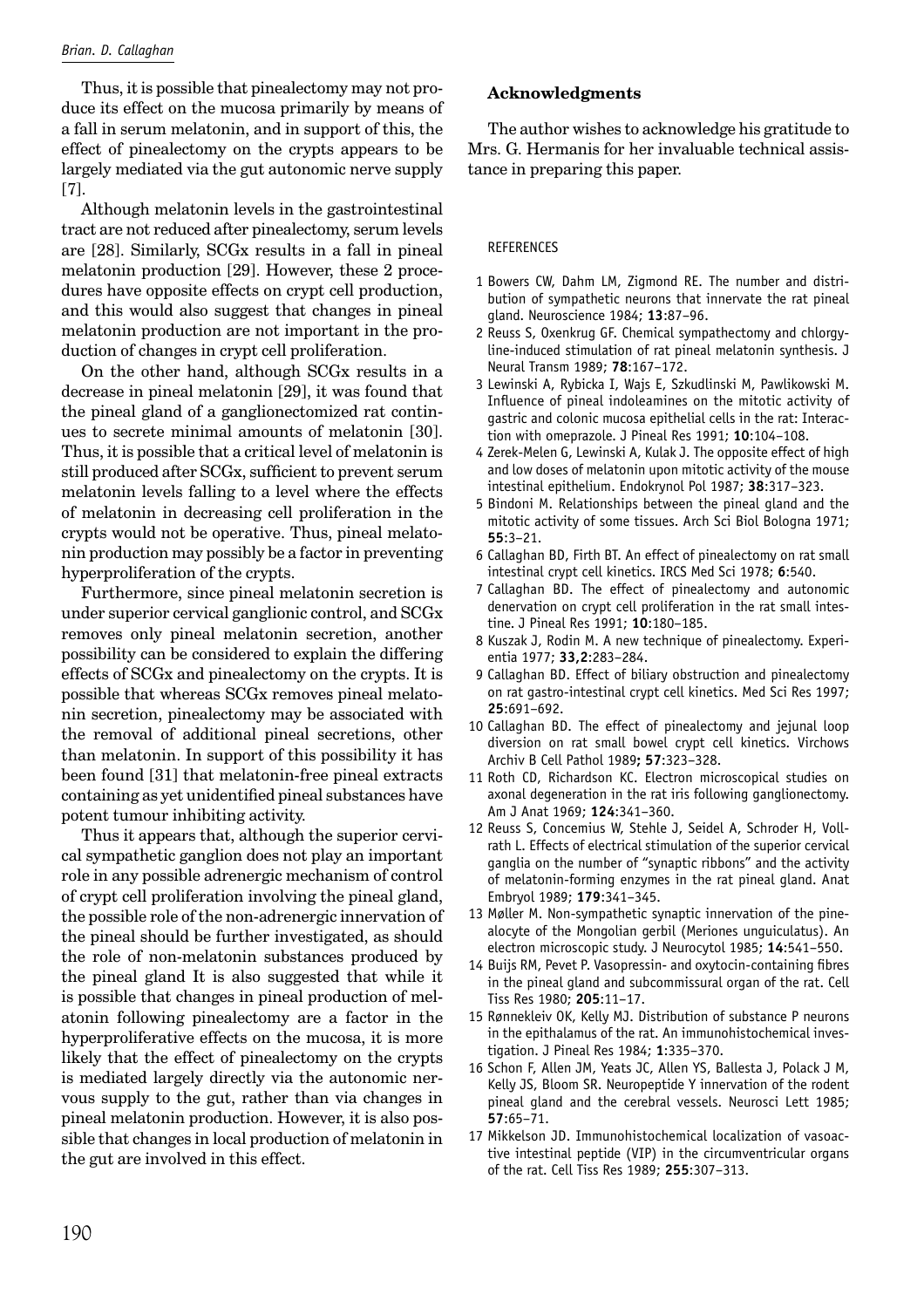Thus, it is possible that pinealectomy may not produce its effect on the mucosa primarily by means of a fall in serum melatonin, and in support of this, the effect of pinealectomy on the crypts appears to be largely mediated via the gut autonomic nerve supply [7].

Although melatonin levels in the gastrointestinal tract are not reduced after pinealectomy, serum levels are [28]. Similarly, SCGx results in a fall in pineal melatonin production [29]. However, these 2 procedures have opposite effects on crypt cell production, and this would also suggest that changes in pineal melatonin production are not important in the production of changes in crypt cell proliferation.

On the other hand, although SCGx results in a decrease in pineal melatonin [29], it was found that the pineal gland of a ganglionectomized rat continues to secrete minimal amounts of melatonin [30]. Thus, it is possible that a critical level of melatonin is still produced after SCGx, sufficient to prevent serum melatonin levels falling to a level where the effects of melatonin in decreasing cell proliferation in the crypts would not be operative. Thus, pineal melatonin production may possibly be a factor in preventing hyperproliferation of the crypts.

Furthermore, since pineal melatonin secretion is under superior cervical ganglionic control, and SCGx removes only pineal melatonin secretion, another possibility can be considered to explain the differing effects of SCGx and pinealectomy on the crypts. It is possible that whereas SCGx removes pineal melatonin secretion, pinealectomy may be associated with the removal of additional pineal secretions, other than melatonin. In support of this possibility it has been found [31] that melatonin-free pineal extracts containing as yet unidentified pineal substances have potent tumour inhibiting activity.

Thus it appears that, although the superior cervical sympathetic ganglion does not play an important role in any possible adrenergic mechanism of control of crypt cell proliferation involving the pineal gland, the possible role of the non-adrenergic innervation of the pineal should be further investigated, as should the role of non-melatonin substances produced by the pineal gland It is also suggested that while it is possible that changes in pineal production of melatonin following pinealectomy are a factor in the hyperproliferative effects on the mucosa, it is more likely that the effect of pinealectomy on the crypts is mediated largely directly via the autonomic nervous supply to the gut, rather than via changes in pineal melatonin production. However, it is also possible that changes in local production of melatonin in the gut are involved in this effect.

## Acknowledgments

The author wishes to acknowledge his gratitude to Mrs. G. Hermanis for her invaluable technical assistance in preparing this paper.

### REFERENCES

1. Bowers CW, Dahm LM, Zigmond RE. The number and distribution of sympathetic neurons that innervate the rat pineal gland. Neuroscience 1984; **13**:87–96.
2. Reuss S, Oxenkrug GF. Chemical sympathectomy and chlorgyline-induced stimulation of rat pineal melatonin synthesis. J Neural Transm 1989; **78**:167–172.
3. Lewinski A, Rybicka I, Wajs E, Szkudlinski M, Pawlikowski M. Influence of pineal indoleamines on the mitotic activity of gastric and colonic mucosa epithelial cells in the rat: Interaction with omeprazole. J Pineal Res 1991; **10**:104–108.
4. Zerek-Melen G, Lewinski A, Kulak J. The opposite effect of high and low doses of melatonin upon mitotic activity of the mouse intestinal epithelium. Endokrynol Pol 1987; **38**:317–323.
5. Bindoni M. Relationships between the pineal gland and the mitotic activity of some tissues. Arch Sci Biol Bologna 1971; **55**:3–21.
6. Callaghan BD, Firth BT. An effect of pinealectomy on rat small intestinal crypt cell kinetics. IRCS Med Sci 1978; **6**:540.
7. Callaghan BD. The effect of pinealectomy and autonomic denervation on crypt cell proliferation in the rat small intestine. J Pineal Res 1991; **10**:180–185.
8. Kuszak J, Rodin M. A new technique of pinealectomy. Experientia 1977; **33,2**:283–284.
9. Callaghan BD. Effect of biliary obstruction and pinealectomy on rat gastro-intestinal crypt cell kinetics. Med Sci Res 1997; **25**:691–692.
10. Callaghan BD. The effect of pinealectomy and jejunal loop diversion on rat small bowel crypt cell kinetics. Virchows Archiv B Cell Pathol 1989**; 57**:323–328.
11. Roth CD, Richardson KC. Electron microscopical studies on axonal degeneration in the rat iris following ganglionectomy. Am J Anat 1969; **124**:341–360.
12. Reuss S, Concemius W, Stehle J, Seidel A, Schroder H, Vollrath L. Effects of electrical stimulation of the superior cervical ganglia on the number of "synaptic ribbons" and the activity of melatonin-forming enzymes in the rat pineal gland. Anat Embryol 1989; **179**:341–345.
13. Møller M. Non-sympathetic synaptic innervation of the pinealocyte of the Mongolian gerbil (Meriones unguiculatus). An electron microscopic study. J Neurocytol 1985; **14**:541–550.
14. Buijs RM, Pevet P. Vasopressin- and oxytocin-containing fibres in the pineal gland and subcommissural organ of the rat. Cell Tiss Res 1980; **205**:11–17.
15. Rønnekleiv OK, Kelly MJ. Distribution of substance P neurons in the epithalamus of the rat. An immunohistochemical investigation. J Pineal Res 1984; **1**:335–370.
16. Schon F, Allen JM, Yeats JC, Allen YS, Ballesta J, Polack J M, Kelly JS, Bloom SR. Neuropeptide Y innervation of the rodent pineal gland and the cerebral vessels. Neurosci Lett 1985; **57**:65–71.
17. Mikkelson JD. Immunohistochemical localization of vasoactive intestinal peptide (VIP) in the circumventricular organs of the rat. Cell Tiss Res 1989; **255**:307–313.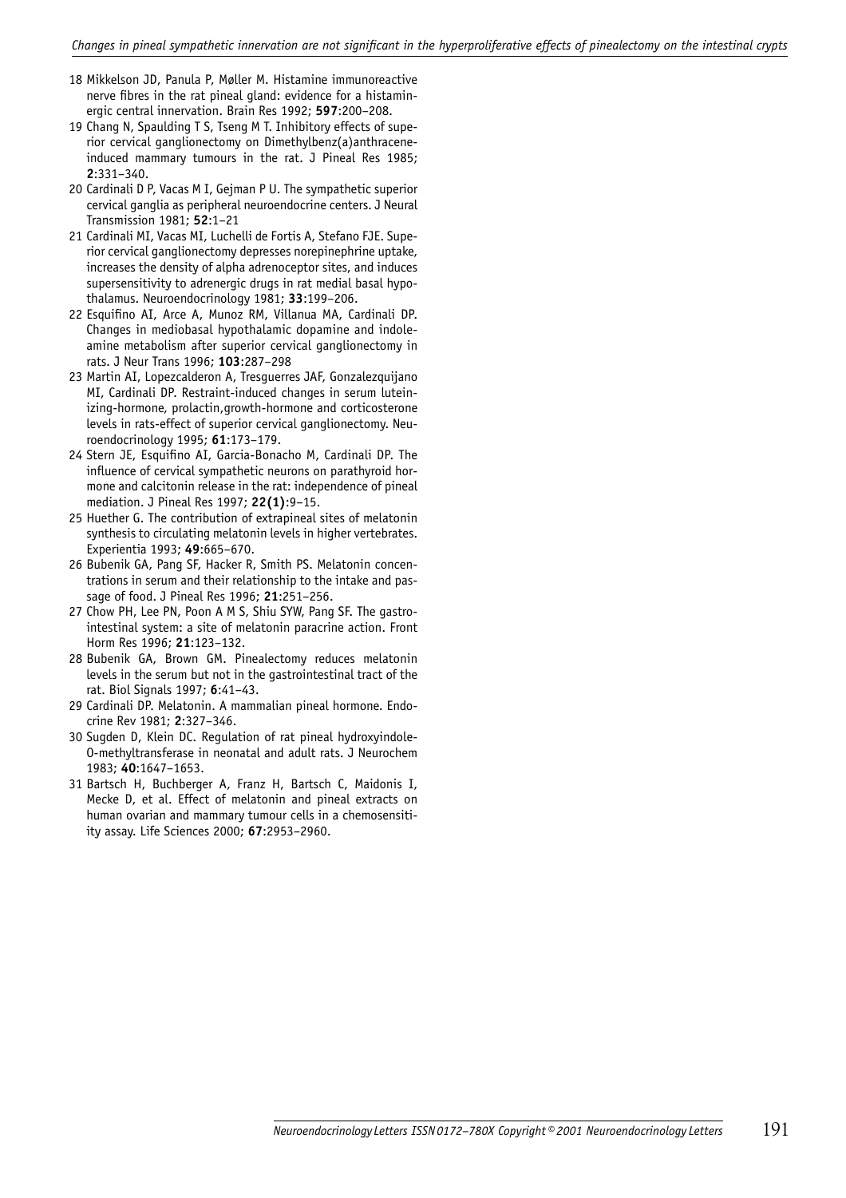18 Mikkelson JD, Panula P, Møller M. Histamine immunoreactive nerve fibres in the rat pineal gland: evidence for a histaminergic central innervation. Brain Res 1992; **597**:200–208.

19 Chang N, Spaulding T S, Tseng M T. Inhibitory effects of superior cervical ganglionectomy on Dimethylbenz(a)anthracene-induced mammary tumours in the rat. J Pineal Res 1985; **2**:331–340.

20 Cardinali D P, Vacas M I, Gejman P U. The sympathetic superior cervical ganglia as peripheral neuroendocrine centers. J Neural Transmission 1981; **52**:1–21

21 Cardinali MI, Vacas MI, Luchelli de Fortis A, Stefano FJE. Superior cervical ganglionectomy depresses norepinephrine uptake, increases the density of alpha adrenoceptor sites, and induces supersensitivity to adrenergic drugs in rat medial basal hypothalamus. Neuroendocrinology 1981; **33**:199–206.

22 Esquifino AI, Arce A, Munoz RM, Villanua MA, Cardinali DP. Changes in mediobasal hypothalamic dopamine and indoleamine metabolism after superior cervical ganglionectomy in rats. J Neur Trans 1996; **103**:287–298

23 Martin AI, Lopezcalderon A, Tresguerres JAF, Gonzalezquijano MI, Cardinali DP. Restraint-induced changes in serum luteinizing-hormone, prolactin,growth-hormone and corticosterone levels in rats-effect of superior cervical ganglionectomy. Neuroendocrinology 1995; **61**:173–179.

24 Stern JE, Esquifino AI, Garcia-Bonacho M, Cardinali DP. The influence of cervical sympathetic neurons on parathyroid hormone and calcitonin release in the rat: independence of pineal mediation. J Pineal Res 1997; **22(1)**:9–15.

25 Huether G. The contribution of extrapineal sites of melatonin synthesis to circulating melatonin levels in higher vertebrates. Experientia 1993; **49**:665–670.

26 Bubenik GA, Pang SF, Hacker R, Smith PS. Melatonin concentrations in serum and their relationship to the intake and passage of food. J Pineal Res 1996; **21**:251–256.

27 Chow PH, Lee PN, Poon A M S, Shiu SYW, Pang SF. The gastrointestinal system: a site of melatonin paracrine action. Front Horm Res 1996; **21**:123–132.

28 Bubenik GA, Brown GM. Pinealectomy reduces melatonin levels in the serum but not in the gastrointestinal tract of the rat. Biol Signals 1997; **6**:41–43.

29 Cardinali DP. Melatonin. A mammalian pineal hormone. Endocrine Rev 1981; **2**:327–346.

30 Sugden D, Klein DC. Regulation of rat pineal hydroxyindole-O-methyltransferase in neonatal and adult rats. J Neurochem 1983; **40**:1647–1653.

31 Bartsch H, Buchberger A, Franz H, Bartsch C, Maidonis I, Mecke D, et al. Effect of melatonin and pineal extracts on human ovarian and mammary tumour cells in a chemosensitivity assay. Life Sciences 2000; **67**:2953–2960.